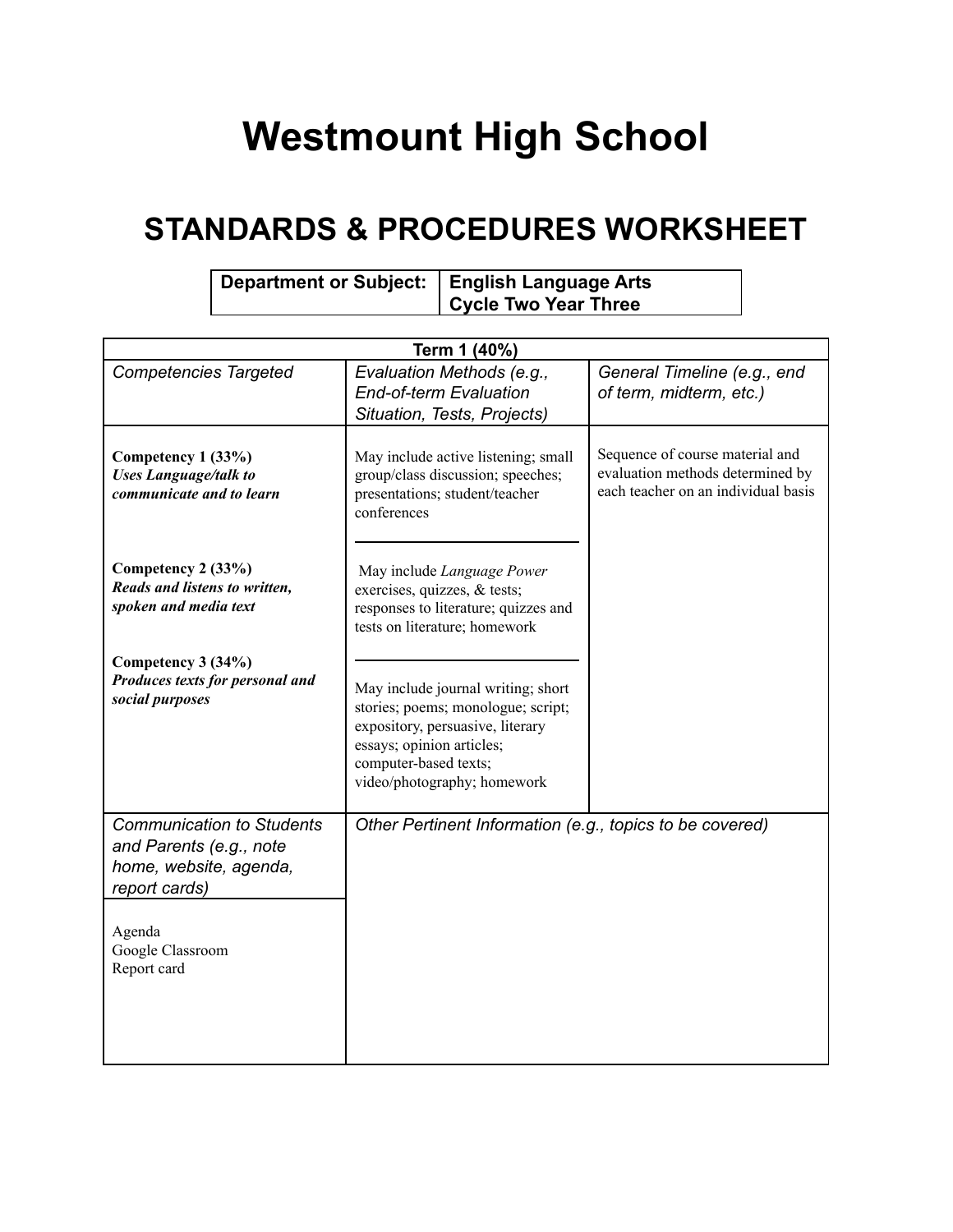# Westmount High School

## STANDARDS & PROCEDURES WORKSHEET

| Department or Subject: | English Language Arts<br>Cycle Two Year Three |
|---|---|

| Term 1 (40%) | | |
|---|---|---|
| *Competencies Targeted* | *Evaluation Methods (e.g., End-of-term Evaluation Situation, Tests, Projects)* | *General Timeline (e.g., end of term, midterm, etc.)* |
| **Competency 1 (33%)**<br>***Uses Language/talk to communicate and to learn*** | May include active listening; small group/class discussion; speeches; presentations; student/teacher conferences | Sequence of course material and evaluation methods determined by each teacher on an individual basis |
| **Competency 2 (33%)**<br>***Reads and listens to written, spoken and media text*** | May include *Language Power* exercises, quizzes, & tests; responses to literature; quizzes and tests on literature; homework | |
| **Competency 3 (34%)**<br>***Produces texts for personal and social purposes*** | May include journal writing; short stories; poems; monologue; script; expository, persuasive, literary essays; opinion articles; computer-based texts; video/photography; homework | |
| *Communication to Students and Parents (e.g., note home, website, agenda, report cards)* | *Other Pertinent Information (e.g., topics to be covered)* | |
| Agenda<br>Google Classroom<br>Report card | | |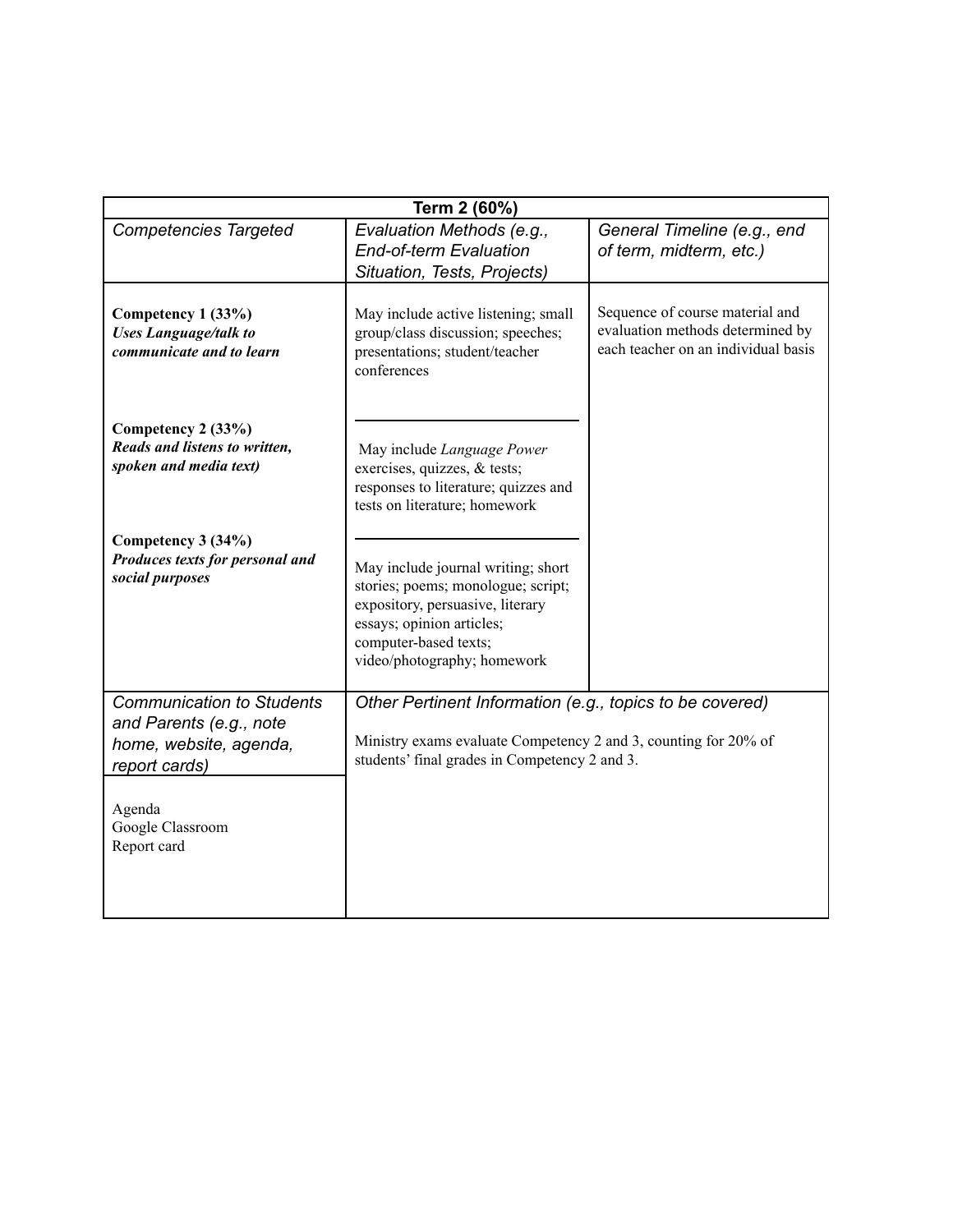| Term 2 (60%) | | |
|---|---|---|
| *Competencies Targeted* | *Evaluation Methods (e.g., End-of-term Evaluation Situation, Tests, Projects)* | *General Timeline (e.g., end of term, midterm, etc.)* |
| **Competency 1 (33%)** ***Uses Language/talk to communicate and to learn*** | May include active listening; small group/class discussion; speeches; presentations; student/teacher conferences | Sequence of course material and evaluation methods determined by each teacher on an individual basis |
| **Competency 2 (33%)** ***Reads and listens to written, spoken and media text)*** | May include *Language Power* exercises, quizzes, & tests; responses to literature; quizzes and tests on literature; homework | |
| **Competency 3 (34%)** ***Produces texts for personal and social purposes*** | May include journal writing; short stories; poems; monologue; script; expository, persuasive, literary essays; opinion articles; computer-based texts; video/photography; homework | |
| *Communication to Students and Parents (e.g., note home, website, agenda, report cards)* | *Other Pertinent Information (e.g., topics to be covered)* | |
| Agenda<br>Google Classroom<br>Report card | Ministry exams evaluate Competency 2 and 3, counting for 20% of students' final grades in Competency 2 and 3. | |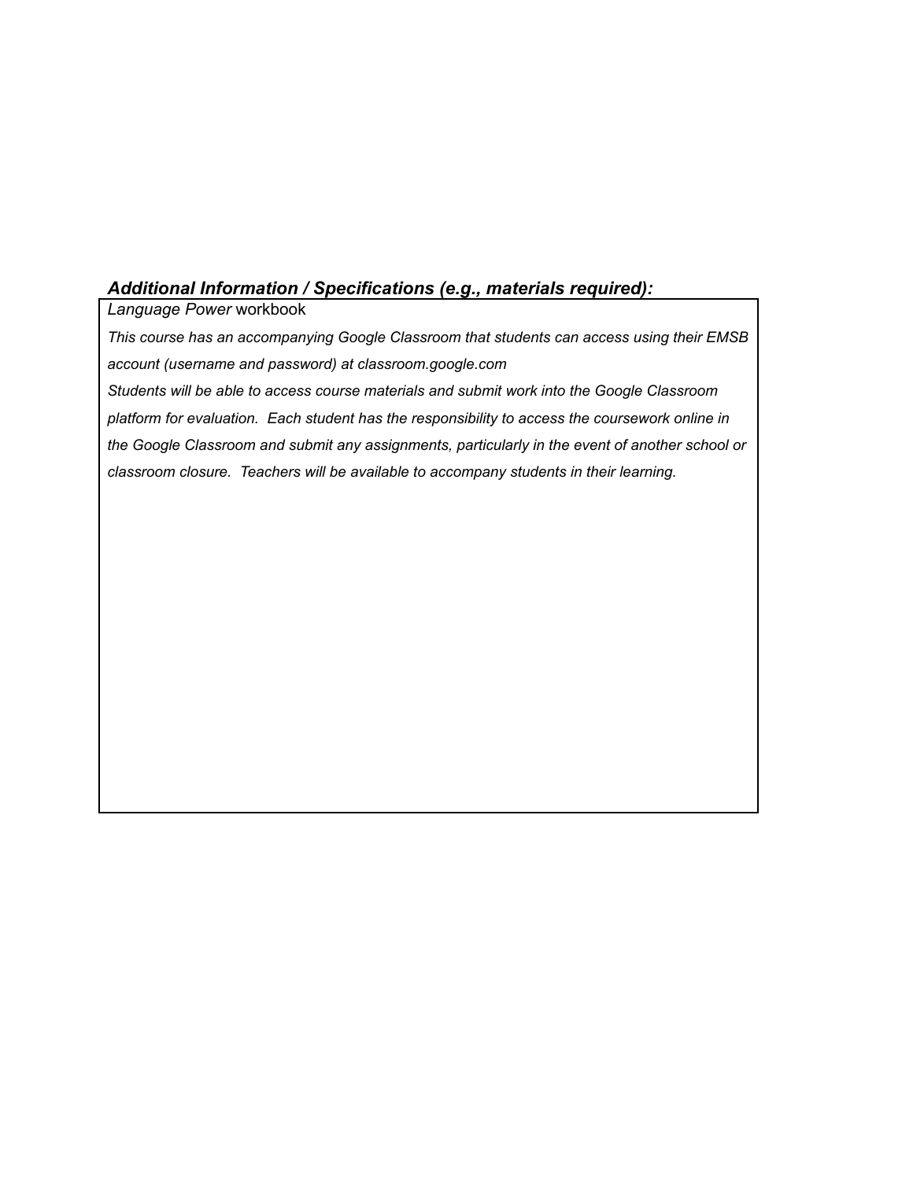***Additional Information / Specifications (e.g., materials required):***

*Language Power* workbook

*This course has an accompanying Google Classroom that students can access using their EMSB account (username and password) at classroom.google.com*

*Students will be able to access course materials and submit work into the Google Classroom platform for evaluation. Each student has the responsibility to access the coursework online in the Google Classroom and submit any assignments, particularly in the event of another school or classroom closure. Teachers will be available to accompany students in their learning.*